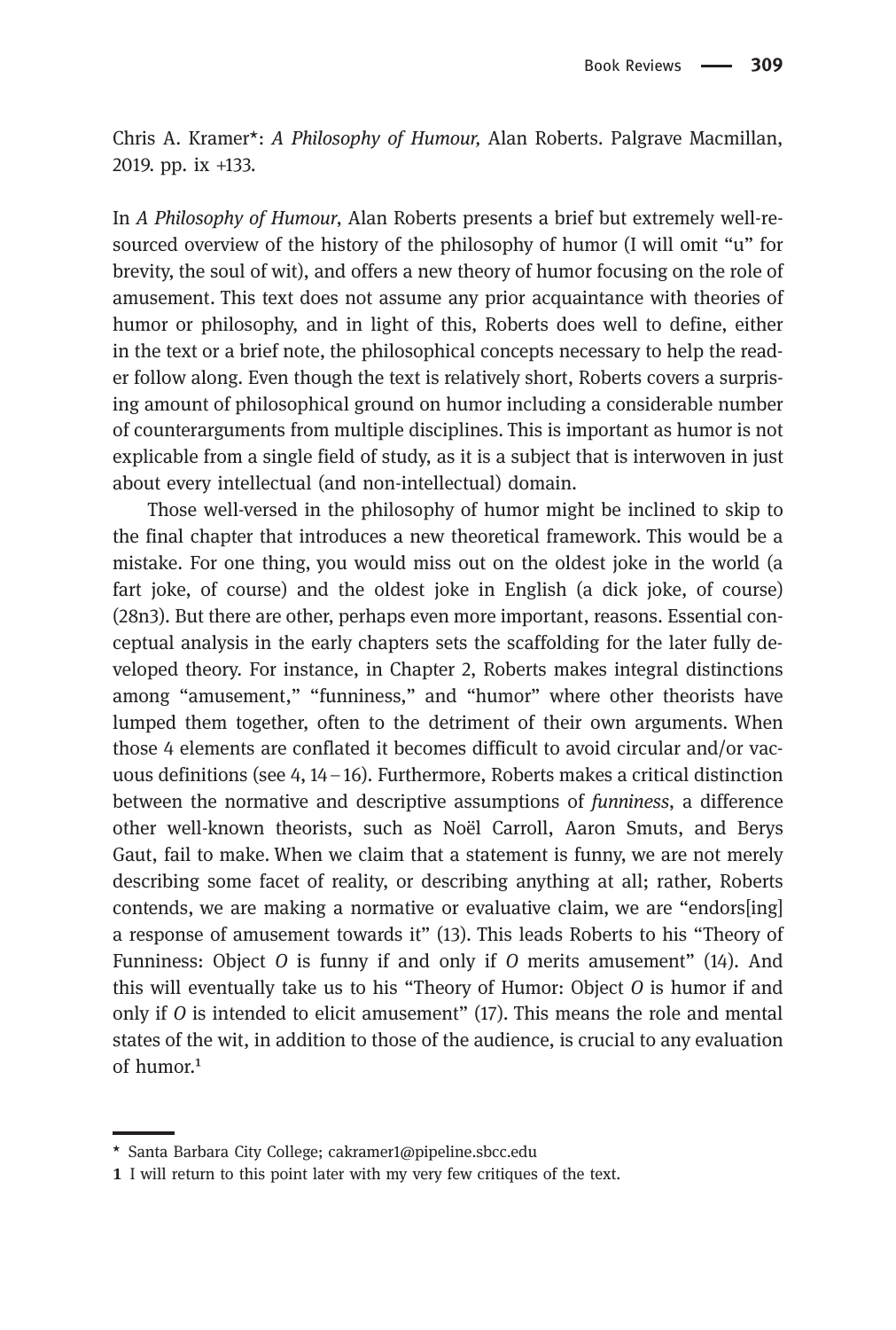Chris A. Kramer*: *A Philosophy of Humour,* Alan Roberts. Palgrave Macmillan, 2019. pp. ix +133.

In *A Philosophy of Humour*, Alan Roberts presents a brief but extremely well-resourced overview of the history of the philosophy of humor (I will omit "u" for brevity, the soul of wit), and offers a new theory of humor focusing on the role of amusement. This text does not assume any prior acquaintance with theories of humor or philosophy, and in light of this, Roberts does well to define, either in the text or a brief note, the philosophical concepts necessary to help the reader follow along. Even though the text is relatively short, Roberts covers a surprising amount of philosophical ground on humor including a considerable number of counterarguments from multiple disciplines. This is important as humor is not explicable from a single field of study, as it is a subject that is interwoven in just about every intellectual (and non-intellectual) domain.

Those well-versed in the philosophy of humor might be inclined to skip to the final chapter that introduces a new theoretical framework. This would be a mistake. For one thing, you would miss out on the oldest joke in the world (a fart joke, of course) and the oldest joke in English (a dick joke, of course) (28n3). But there are other, perhaps even more important, reasons. Essential conceptual analysis in the early chapters sets the scaffolding for the later fully developed theory. For instance, in Chapter 2, Roberts makes integral distinctions among "amusement," "funniness," and "humor" where other theorists have lumped them together, often to the detriment of their own arguments. When those 4 elements are conflated it becomes difficult to avoid circular and/or vacuous definitions (see 4, 14 – 16). Furthermore, Roberts makes a critical distinction between the normative and descriptive assumptions of *funniness*, a difference other well-known theorists, such as Noël Carroll, Aaron Smuts, and Berys Gaut, fail to make. When we claim that a statement is funny, we are not merely describing some facet of reality, or describing anything at all; rather, Roberts contends, we are making a normative or evaluative claim, we are "endors[ing] a response of amusement towards it" (13). This leads Roberts to his "Theory of Funniness: Object *O* is funny if and only if *O* merits amusement" (14). And this will eventually take us to his "Theory of Humor: Object *O* is humor if and only if *O* is intended to elicit amusement" (17). This means the role and mental states of the wit, in addition to those of the audience, is crucial to any evaluation of humor.[1]

---

\* Santa Barbara City College; cakramer1@pipeline.sbcc.edu

1 I will return to this point later with my very few critiques of the text.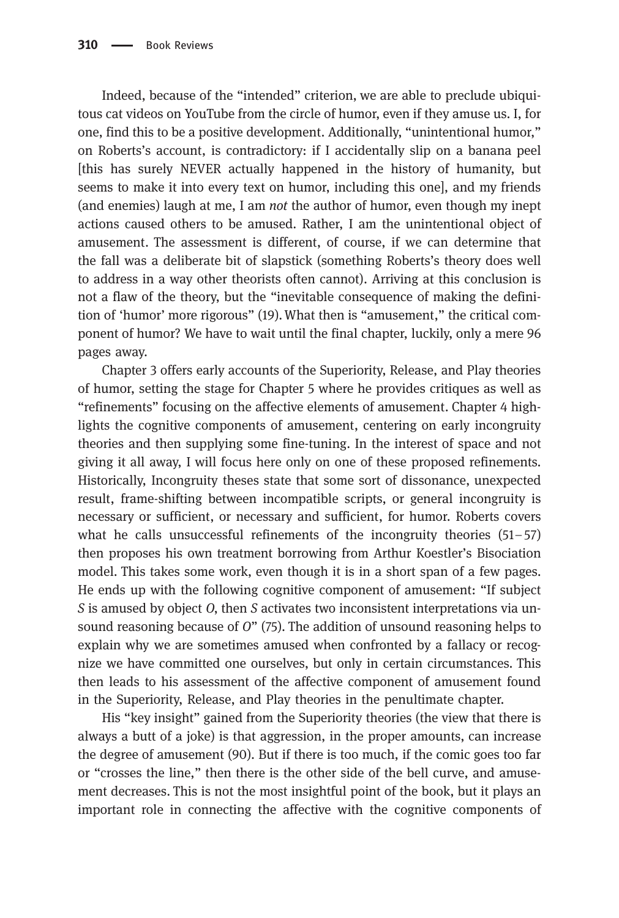Indeed, because of the "intended" criterion, we are able to preclude ubiquitous cat videos on YouTube from the circle of humor, even if they amuse us. I, for one, find this to be a positive development. Additionally, "unintentional humor," on Roberts's account, is contradictory: if I accidentally slip on a banana peel [this has surely NEVER actually happened in the history of humanity, but seems to make it into every text on humor, including this one], and my friends (and enemies) laugh at me, I am *not* the author of humor, even though my inept actions caused others to be amused. Rather, I am the unintentional object of amusement. The assessment is different, of course, if we can determine that the fall was a deliberate bit of slapstick (something Roberts's theory does well to address in a way other theorists often cannot). Arriving at this conclusion is not a flaw of the theory, but the "inevitable consequence of making the definition of 'humor' more rigorous" (19). What then is "amusement," the critical component of humor? We have to wait until the final chapter, luckily, only a mere 96 pages away.

Chapter 3 offers early accounts of the Superiority, Release, and Play theories of humor, setting the stage for Chapter 5 where he provides critiques as well as "refinements" focusing on the affective elements of amusement. Chapter 4 highlights the cognitive components of amusement, centering on early incongruity theories and then supplying some fine-tuning. In the interest of space and not giving it all away, I will focus here only on one of these proposed refinements. Historically, Incongruity theses state that some sort of dissonance, unexpected result, frame-shifting between incompatible scripts, or general incongruity is necessary or sufficient, or necessary and sufficient, for humor. Roberts covers what he calls unsuccessful refinements of the incongruity theories (51–57) then proposes his own treatment borrowing from Arthur Koestler's Bisociation model. This takes some work, even though it is in a short span of a few pages. He ends up with the following cognitive component of amusement: "If subject *S* is amused by object *O*, then *S* activates two inconsistent interpretations via unsound reasoning because of *O*" (75). The addition of unsound reasoning helps to explain why we are sometimes amused when confronted by a fallacy or recognize we have committed one ourselves, but only in certain circumstances. This then leads to his assessment of the affective component of amusement found in the Superiority, Release, and Play theories in the penultimate chapter.

His "key insight" gained from the Superiority theories (the view that there is always a butt of a joke) is that aggression, in the proper amounts, can increase the degree of amusement (90). But if there is too much, if the comic goes too far or "crosses the line," then there is the other side of the bell curve, and amusement decreases. This is not the most insightful point of the book, but it plays an important role in connecting the affective with the cognitive components of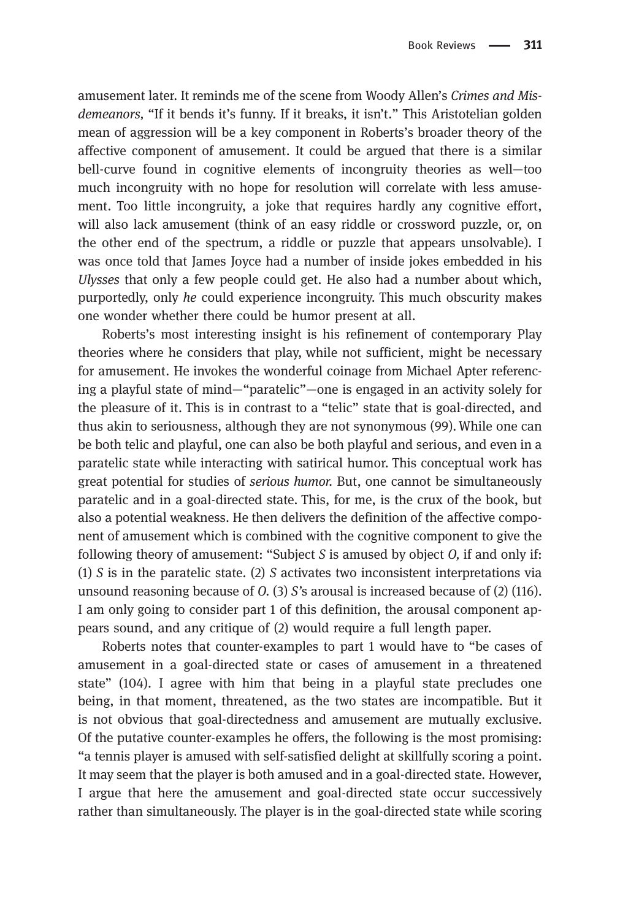amusement later. It reminds me of the scene from Woody Allen's *Crimes and Misdemeanors,* "If it bends it's funny. If it breaks, it isn't." This Aristotelian golden mean of aggression will be a key component in Roberts's broader theory of the affective component of amusement. It could be argued that there is a similar bell-curve found in cognitive elements of incongruity theories as well—too much incongruity with no hope for resolution will correlate with less amusement. Too little incongruity, a joke that requires hardly any cognitive effort, will also lack amusement (think of an easy riddle or crossword puzzle, or, on the other end of the spectrum, a riddle or puzzle that appears unsolvable). I was once told that James Joyce had a number of inside jokes embedded in his *Ulysses* that only a few people could get. He also had a number about which, purportedly, only *he* could experience incongruity. This much obscurity makes one wonder whether there could be humor present at all.

Roberts's most interesting insight is his refinement of contemporary Play theories where he considers that play, while not sufficient, might be necessary for amusement. He invokes the wonderful coinage from Michael Apter referencing a playful state of mind—"paratelic"—one is engaged in an activity solely for the pleasure of it. This is in contrast to a "telic" state that is goal-directed, and thus akin to seriousness, although they are not synonymous (99). While one can be both telic and playful, one can also be both playful and serious, and even in a paratelic state while interacting with satirical humor. This conceptual work has great potential for studies of *serious humor.* But, one cannot be simultaneously paratelic and in a goal-directed state. This, for me, is the crux of the book, but also a potential weakness. He then delivers the definition of the affective component of amusement which is combined with the cognitive component to give the following theory of amusement: "Subject *S* is amused by object *O,* if and only if: (1) *S* is in the paratelic state. (2) *S* activates two inconsistent interpretations via unsound reasoning because of *O.* (3) *S'*s arousal is increased because of (2) (116). I am only going to consider part 1 of this definition, the arousal component appears sound, and any critique of (2) would require a full length paper.

Roberts notes that counter-examples to part 1 would have to "be cases of amusement in a goal-directed state or cases of amusement in a threatened state" (104). I agree with him that being in a playful state precludes one being, in that moment, threatened, as the two states are incompatible. But it is not obvious that goal-directedness and amusement are mutually exclusive. Of the putative counter-examples he offers, the following is the most promising: "a tennis player is amused with self-satisfied delight at skillfully scoring a point. It may seem that the player is both amused and in a goal-directed state. However, I argue that here the amusement and goal-directed state occur successively rather than simultaneously. The player is in the goal-directed state while scoring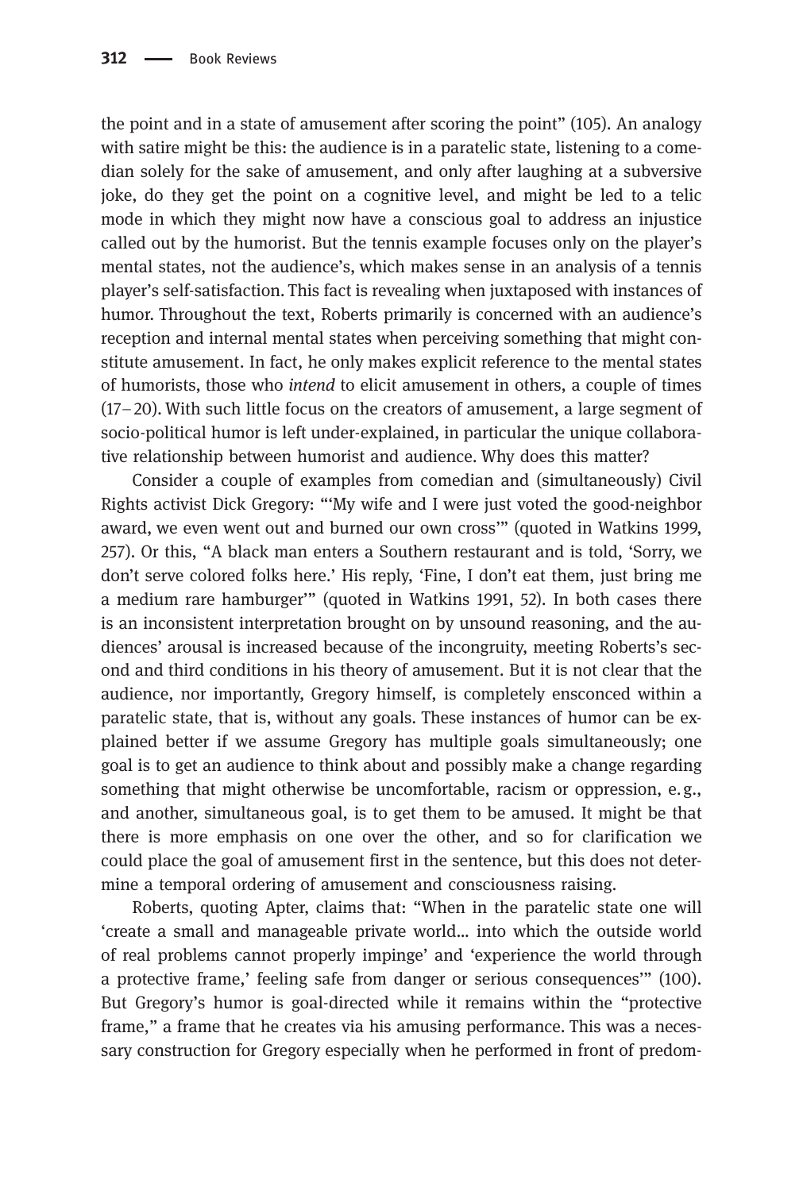the point and in a state of amusement after scoring the point" (105). An analogy with satire might be this: the audience is in a paratelic state, listening to a comedian solely for the sake of amusement, and only after laughing at a subversive joke, do they get the point on a cognitive level, and might be led to a telic mode in which they might now have a conscious goal to address an injustice called out by the humorist. But the tennis example focuses only on the player's mental states, not the audience's, which makes sense in an analysis of a tennis player's self-satisfaction. This fact is revealing when juxtaposed with instances of humor. Throughout the text, Roberts primarily is concerned with an audience's reception and internal mental states when perceiving something that might constitute amusement. In fact, he only makes explicit reference to the mental states of humorists, those who *intend* to elicit amusement in others, a couple of times (17–20). With such little focus on the creators of amusement, a large segment of socio-political humor is left under-explained, in particular the unique collaborative relationship between humorist and audience. Why does this matter?

Consider a couple of examples from comedian and (simultaneously) Civil Rights activist Dick Gregory: "'My wife and I were just voted the good-neighbor award, we even went out and burned our own cross'" (quoted in Watkins 1999, 257). Or this, "A black man enters a Southern restaurant and is told, 'Sorry, we don't serve colored folks here.' His reply, 'Fine, I don't eat them, just bring me a medium rare hamburger'" (quoted in Watkins 1991, 52). In both cases there is an inconsistent interpretation brought on by unsound reasoning, and the audiences' arousal is increased because of the incongruity, meeting Roberts's second and third conditions in his theory of amusement. But it is not clear that the audience, nor importantly, Gregory himself, is completely ensconced within a paratelic state, that is, without any goals. These instances of humor can be explained better if we assume Gregory has multiple goals simultaneously; one goal is to get an audience to think about and possibly make a change regarding something that might otherwise be uncomfortable, racism or oppression, e.g., and another, simultaneous goal, is to get them to be amused. It might be that there is more emphasis on one over the other, and so for clarification we could place the goal of amusement first in the sentence, but this does not determine a temporal ordering of amusement and consciousness raising.

Roberts, quoting Apter, claims that: "When in the paratelic state one will 'create a small and manageable private world... into which the outside world of real problems cannot properly impinge' and 'experience the world through a protective frame,' feeling safe from danger or serious consequences'" (100). But Gregory's humor is goal-directed while it remains within the "protective frame," a frame that he creates via his amusing performance. This a necessary construction for Gregory especially when he performed in front of predom-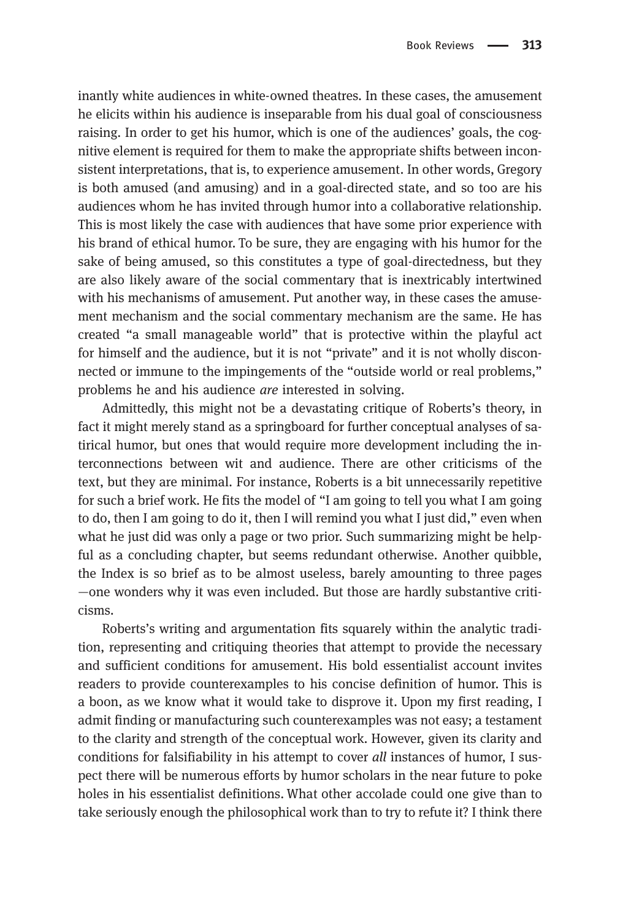inantly white audiences in white-owned theatres. In these cases, the amusement he elicits within his audience is inseparable from his dual goal of consciousness raising. In order to get his humor, which is one of the audiences' goals, the cognitive element is required for them to make the appropriate shifts between inconsistent interpretations, that is, to experience amusement. In other words, Gregory is both amused (and amusing) and in a goal-directed state, and so too are his audiences whom he has invited through humor into a collaborative relationship. This is most likely the case with audiences that have some prior experience with his brand of ethical humor. To be sure, they are engaging with his humor for the sake of being amused, so this constitutes a type of goal-directedness, but they are also likely aware of the social commentary that is inextricably intertwined with his mechanisms of amusement. Put another way, in these cases the amusement mechanism and the social commentary mechanism are the same. He has created "a small manageable world" that is protective within the playful act for himself and the audience, but it is not "private" and it is not wholly disconnected or immune to the impingements of the "outside world or real problems," problems he and his audience *are* interested in solving.

Admittedly, this might not be a devastating critique of Roberts's theory, in fact it might merely stand as a springboard for further conceptual analyses of satirical humor, but ones that would require more development including the interconnections between wit and audience. There are other criticisms of the text, but they are minimal. For instance, Roberts is a bit unnecessarily repetitive for such a brief work. He fits the model of "I am going to tell you what I am going to do, then I am going to do it, then I will remind you what I just did," even when what he just did was only a page or two prior. Such summarizing might be helpful as a concluding chapter, but seems redundant otherwise. Another quibble, the Index is so brief as to be almost useless, barely amounting to three pages —one wonders why it was even included. But those are hardly substantive criticisms.

Roberts's writing and argumentation fits squarely within the analytic tradition, representing and critiquing theories that attempt to provide the necessary and sufficient conditions for amusement. His bold essentialist account invites readers to provide counterexamples to his concise definition of humor. This is a boon, as we know what it would take to disprove it. Upon my first reading, I admit finding or manufacturing such counterexamples was not easy; a testament to the clarity and strength of the conceptual work. However, given its clarity and conditions for falsifiability in his attempt to cover *all* instances of humor, I suspect there will be numerous efforts by humor scholars in the near future to poke holes in his essentialist definitions. What other accolade could one give than to take seriously enough the philosophical work than to try to refute it? I think there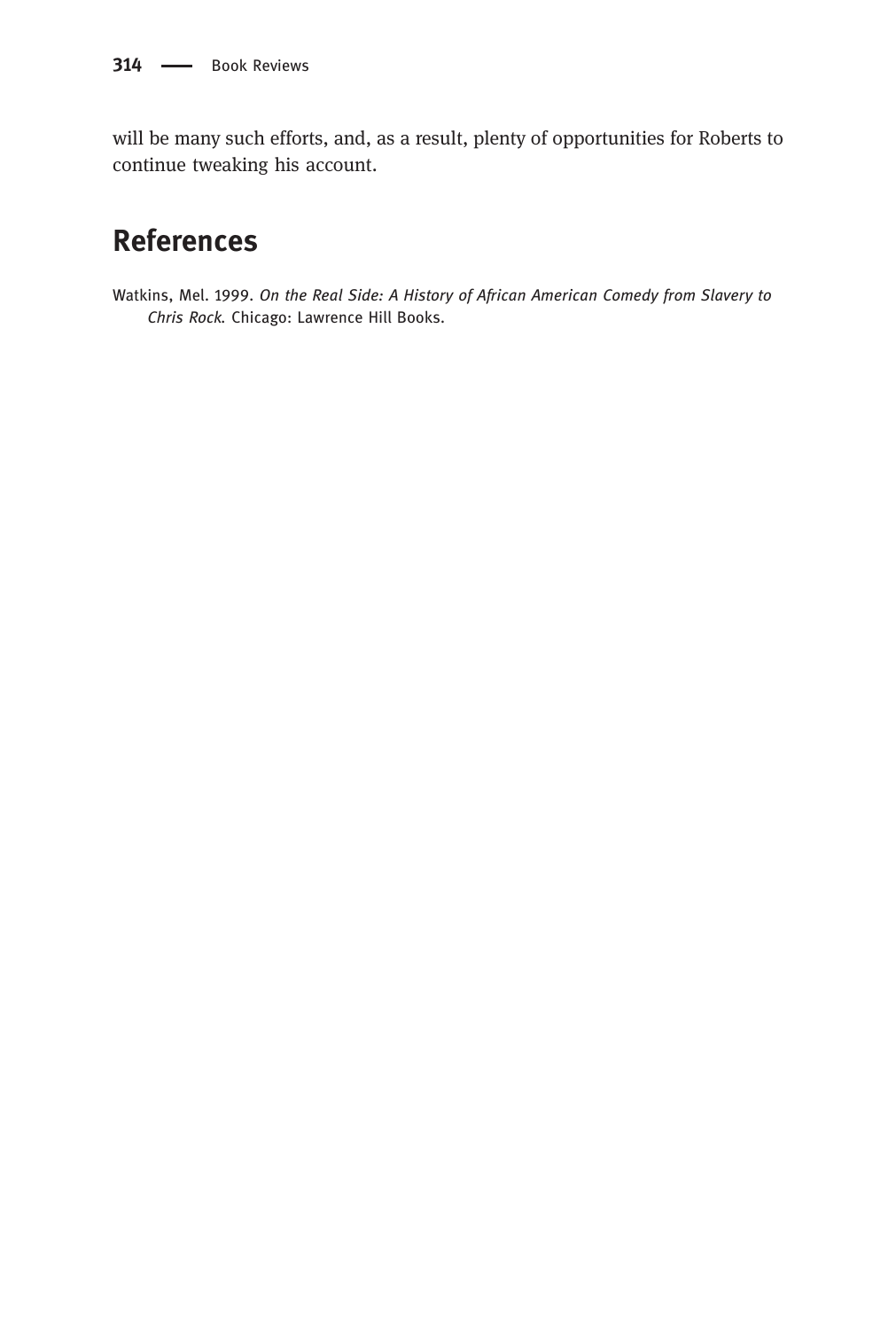will be many such efforts, and, as a result, plenty of opportunities for Roberts to continue tweaking his account.

## References

Watkins, Mel. 1999. *On the Real Side: A History of African American Comedy from Slavery to Chris Rock.* Chicago: Lawrence Hill Books.